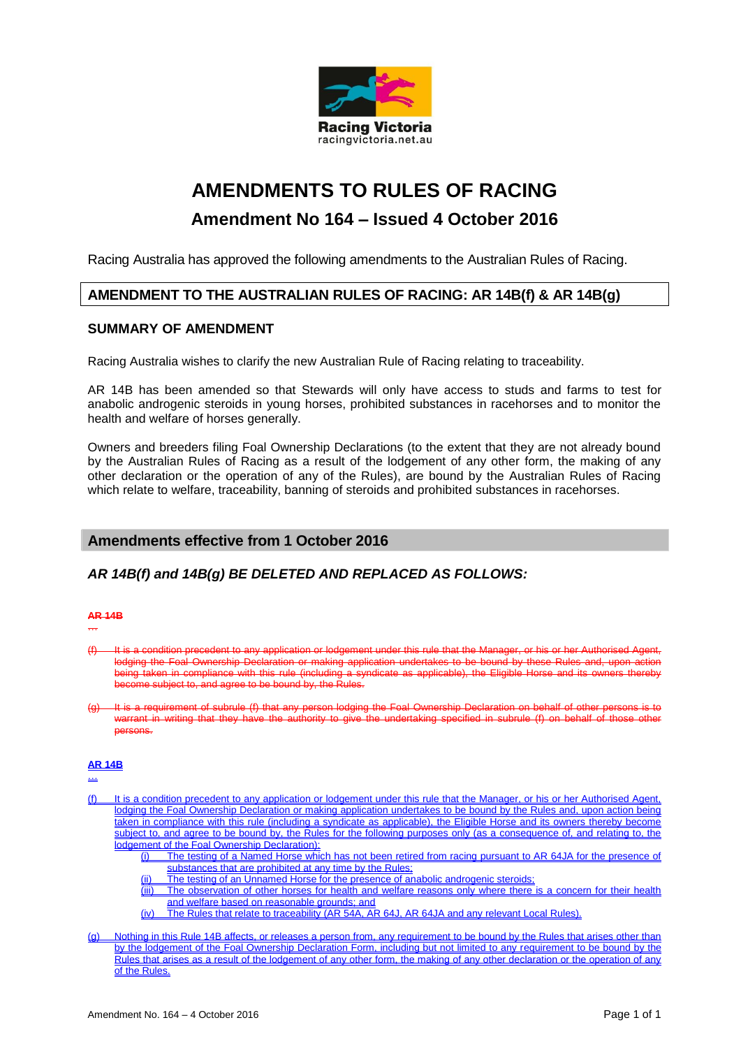Racing Victoria
racingvictoria.net.au

# AMENDMENTS TO RULES OF RACING

## Amendment No 164 – Issued 4 October 2016

Racing Australia has approved the following amendments to the Australian Rules of Racing.

### AMENDMENT TO THE AUSTRALIAN RULES OF RACING: AR 14B(f) & AR 14B(g)

### SUMMARY OF AMENDMENT

Racing Australia wishes to clarify the new Australian Rule of Racing relating to traceability.

AR 14B has been amended so that Stewards will only have access to studs and farms to test for anabolic androgenic steroids in young horses, prohibited substances in racehorses and to monitor the health and welfare of horses generally.

Owners and breeders filing Foal Ownership Declarations (to the extent that they are not already bound by the Australian Rules of Racing as a result of the lodgement of any other form, the making of any other declaration or the operation of any of the Rules), are bound by the Australian Rules of Racing which relate to welfare, traceability, banning of steroids and prohibited substances in racehorses.

## Amendments effective from 1 October 2016

### *AR 14B(f) and 14B(g) BE DELETED AND REPLACED AS FOLLOWS:*

~~**AR 14B**~~

~~...~~

~~(f) It is a condition precedent to any application or lodgement under this rule that the Manager, or his or her Authorised Agent, lodging the Foal Ownership Declaration or making application undertakes to be bound by these Rules and, upon action being taken in compliance with this rule (including a syndicate as applicable), the Eligible Horse and its owners thereby become subject to, and agree to be bound by, the Rules.~~

~~(g) It is a requirement of subrule (f) that any person lodging the Foal Ownership Declaration on behalf of other persons is to warrant in writing that they have the authority to give the undertaking specified in subrule (f) on behalf of those other persons.~~

<u>**AR 14B**</u>

<u>...</u>

<u>(f) It is a condition precedent to any application or lodgement under this rule that the Manager, or his or her Authorised Agent, lodging the Foal Ownership Declaration or making application undertakes to be bound by the Rules and, upon action being taken in compliance with this rule (including a syndicate as applicable), the Eligible Horse and its owners thereby become subject to, and agree to be bound by, the Rules for the following purposes only (as a consequence of, and relating to, the lodgement of the Foal Ownership Declaration):</u>

- <u>(i) The testing of a Named Horse which has not been retired from racing pursuant to AR 64JA for the presence of substances that are prohibited at any time by the Rules;</u>
- <u>(ii) The testing of an Unnamed Horse for the presence of anabolic androgenic steroids;</u>
- <u>(iii) The observation of other horses for health and welfare reasons only where there is a concern for their health and welfare based on reasonable grounds; and</u>
- <u>(iv) The Rules that relate to traceability (AR 54A, AR 64J, AR 64JA and any relevant Local Rules).</u>

<u>(g) Nothing in this Rule 14B affects, or releases a person from, any requirement to be bound by the Rules that arises other than by the lodgement of the Foal Ownership Declaration Form, including but not limited to any requirement to be bound by the Rules that arises as a result of the lodgement of any other form, the making of any other declaration or the operation of any of the Rules.</u>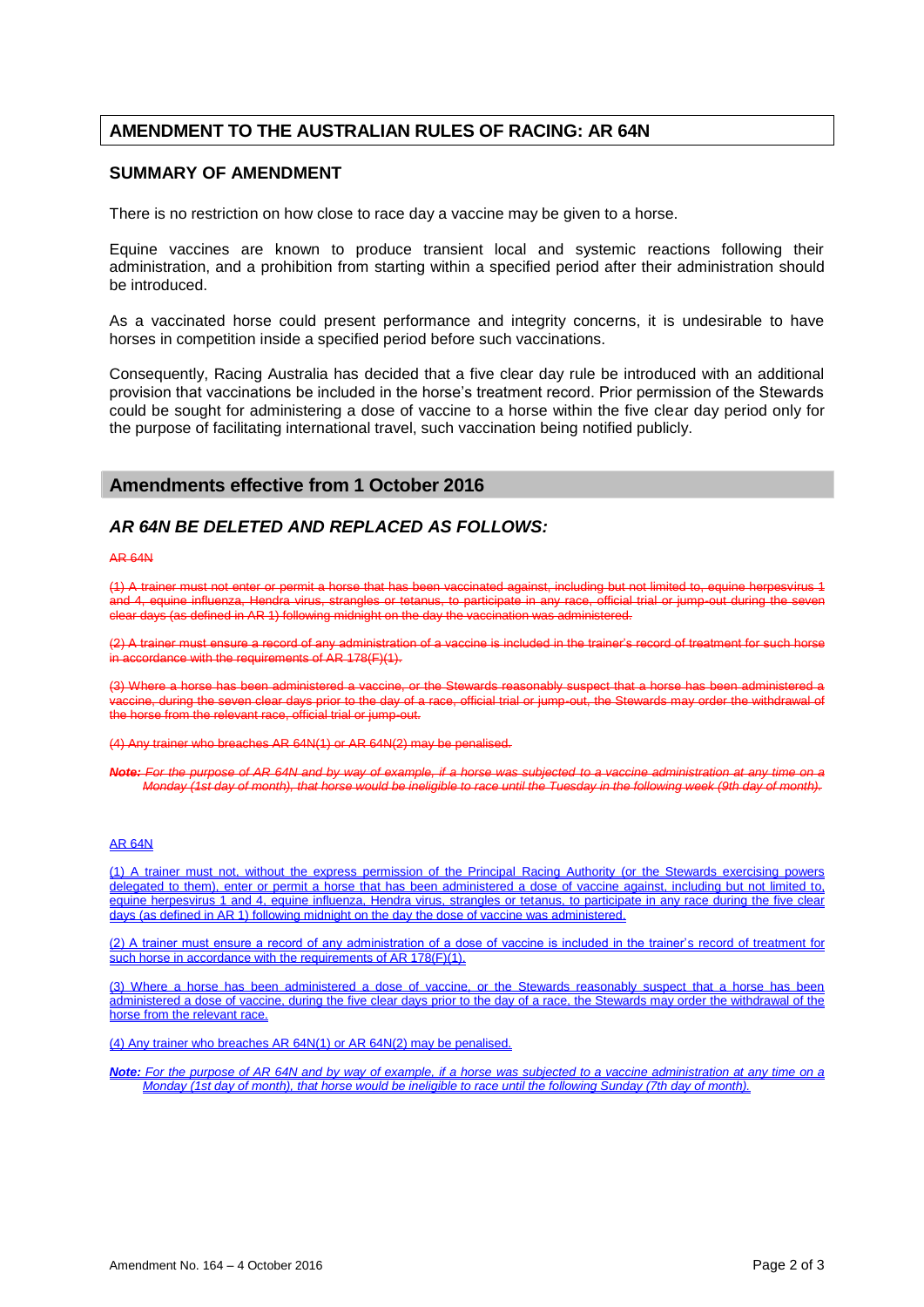## AMENDMENT TO THE AUSTRALIAN RULES OF RACING: AR 64N

### SUMMARY OF AMENDMENT

There is no restriction on how close to race day a vaccine may be given to a horse.

Equine vaccines are known to produce transient local and systemic reactions following their administration, and a prohibition from starting within a specified period after their administration should be introduced.

As a vaccinated horse could present performance and integrity concerns, it is undesirable to have horses in competition inside a specified period before such vaccinations.

Consequently, Racing Australia has decided that a five clear day rule be introduced with an additional provision that vaccinations be included in the horse's treatment record. Prior permission of the Stewards could be sought for administering a dose of vaccine to a horse within the five clear day period only for the purpose of facilitating international travel, such vaccination being notified publicly.

## Amendments effective from 1 October 2016

### *AR 64N BE DELETED AND REPLACED AS FOLLOWS:*

~~AR 64N~~

~~(1) A trainer must not enter or permit a horse that has been vaccinated against, including but not limited to, equine herpesvirus 1 and 4, equine influenza, Hendra virus, strangles or tetanus, to participate in any race, official trial or jump-out during the seven clear days (as defined in AR 1) following midnight on the day the vaccination was administered.~~

~~(2) A trainer must ensure a record of any administration of a vaccine is included in the trainer's record of treatment for such horse in accordance with the requirements of AR 178(F)(1).~~

~~(3) Where a horse has been administered a vaccine, or the Stewards reasonably suspect that a horse has been administered a vaccine, during the seven clear days prior to the day of a race, official trial or jump-out, the Stewards may order the withdrawal of the horse from the relevant race, official trial or jump-out.~~

~~(4) Any trainer who breaches AR 64N(1) or AR 64N(2) may be penalised.~~

~~***Note:*** *For the purpose of AR 64N and by way of example, if a horse was subjected to a vaccine administration at any time on a Monday (1st day of month), that horse would be ineligible to race until the Tuesday in the following week (9th day of month).*~~

AR 64N

(1) A trainer must not, without the express permission of the Principal Racing Authority (or the Stewards exercising powers delegated to them), enter or permit a horse that has been administered a dose of vaccine against, including but not limited to, equine herpesvirus 1 and 4, equine influenza, Hendra virus, strangles or tetanus, to participate in any race during the five clear days (as defined in AR 1) following midnight on the day the dose of vaccine was administered.

(2) A trainer must ensure a record of any administration of a dose of vaccine is included in the trainer's record of treatment for such horse in accordance with the requirements of AR 178(F)(1).

(3) Where a horse has been administered a dose of vaccine, or the Stewards reasonably suspect that a horse has been administered a dose of vaccine, during the five clear days prior to the day of a race, the Stewards may order the withdrawal of the horse from the relevant race.

(4) Any trainer who breaches AR 64N(1) or AR 64N(2) may be penalised.

***Note:*** *For the purpose of AR 64N and by way of example, if a horse was subjected to a vaccine administration at any time on a Monday (1st day of month), that horse would be ineligible to race until the following Sunday (7th day of month).*

Amendment No. 164 – 4 October 2016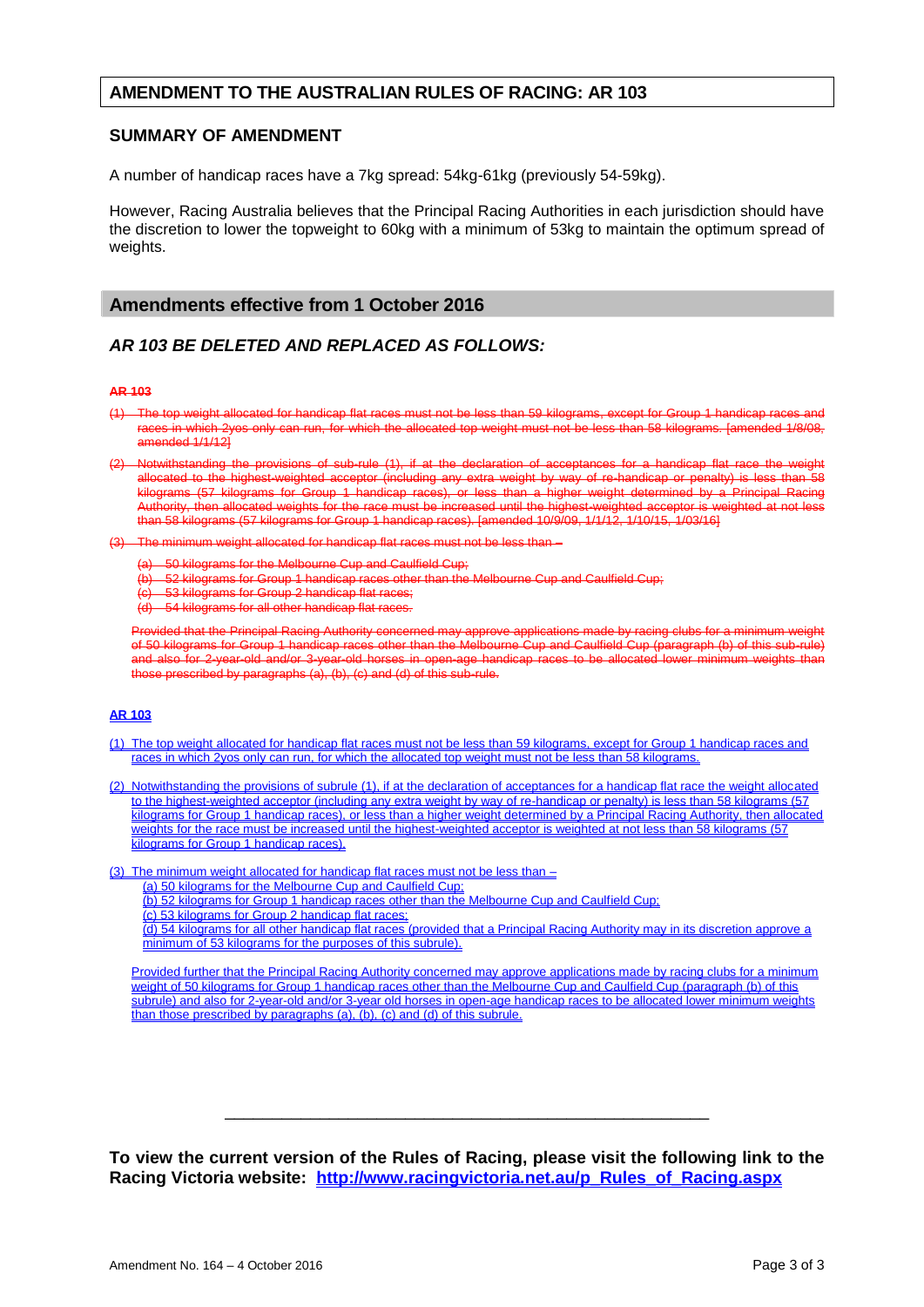## AMENDMENT TO THE AUSTRALIAN RULES OF RACING: AR 103

### SUMMARY OF AMENDMENT

A number of handicap races have a 7kg spread: 54kg-61kg (previously 54-59kg).

However, Racing Australia believes that the Principal Racing Authorities in each jurisdiction should have the discretion to lower the topweight to 60kg with a minimum of 53kg to maintain the optimum spread of weights.

### Amendments effective from 1 October 2016

### *AR 103 BE DELETED AND REPLACED AS FOLLOWS:*

~~**AR 103**~~

~~(1) The top weight allocated for handicap flat races must not be less than 59 kilograms, except for Group 1 handicap races and races in which 2yos only can run, for which the allocated top weight must not be less than 58 kilograms. [amended 1/8/08, amended 1/1/12]~~

~~(2) Notwithstanding the provisions of sub-rule (1), if at the declaration of acceptances for a handicap flat race the weight allocated to the highest-weighted acceptor (including any extra weight by way of re-handicap or penalty) is less than 58 kilograms (57 kilograms for Group 1 handicap races), or less than a higher weight determined by a Principal Racing Authority, then allocated weights for the race must be increased until the highest-weighted acceptor is weighted at not less than 58 kilograms (57 kilograms for Group 1 handicap races). [amended 10/9/09, 1/1/12, 1/10/15, 1/03/16]~~

~~(3) The minimum weight allocated for handicap flat races must not be less than –~~

~~(a) 50 kilograms for the Melbourne Cup and Caulfield Cup;~~
~~(b) 52 kilograms for Group 1 handicap races other than the Melbourne Cup and Caulfield Cup;~~
~~(c) 53 kilograms for Group 2 handicap flat races;~~
~~(d) 54 kilograms for all other handicap flat races.~~

~~Provided that the Principal Racing Authority concerned may approve applications made by racing clubs for a minimum weight of 50 kilograms for Group 1 handicap races other than the Melbourne Cup and Caulfield Cup (paragraph (b) of this sub-rule) and also for 2-year-old and/or 3-year-old horses in open-age handicap races to be allocated lower minimum weights than those prescribed by paragraphs (a), (b), (c) and (d) of this sub-rule.~~

**AR 103**

(1) The top weight allocated for handicap flat races must not be less than 59 kilograms, except for Group 1 handicap races and races in which 2yos only can run, for which the allocated top weight must not be less than 58 kilograms.

(2) Notwithstanding the provisions of subrule (1), if at the declaration of acceptances for a handicap flat race the weight allocated to the highest-weighted acceptor (including any extra weight by way of re-handicap or penalty) is less than 58 kilograms (57 kilograms for Group 1 handicap races), or less than a higher weight determined by a Principal Racing Authority, then allocated weights for the race must be increased until the highest-weighted acceptor is weighted at not less than 58 kilograms (57 kilograms for Group 1 handicap races).

(3) The minimum weight allocated for handicap flat races must not be less than –

(a) 50 kilograms for the Melbourne Cup and Caulfield Cup;
(b) 52 kilograms for Group 1 handicap races other than the Melbourne Cup and Caulfield Cup;
(c) 53 kilograms for Group 2 handicap flat races;
(d) 54 kilograms for all other handicap flat races (provided that a Principal Racing Authority may in its discretion approve a minimum of 53 kilograms for the purposes of this subrule).

Provided further that the Principal Racing Authority concerned may approve applications made by racing clubs for a minimum weight of 50 kilograms for Group 1 handicap races other than the Melbourne Cup and Caulfield Cup (paragraph (b) of this subrule) and also for 2-year-old and/or 3-year old horses in open-age handicap races to be allocated lower minimum weights than those prescribed by paragraphs (a), (b), (c) and (d) of this subrule.

---

**To view the current version of the Rules of Racing, please visit the following link to the Racing Victoria website: [http://www.racingvictoria.net.au/p_Rules_of_Racing.aspx](http://www.racingvictoria.net.au/p_Rules_of_Racing.aspx)**

Amendment No. 164 – 4 October 2016